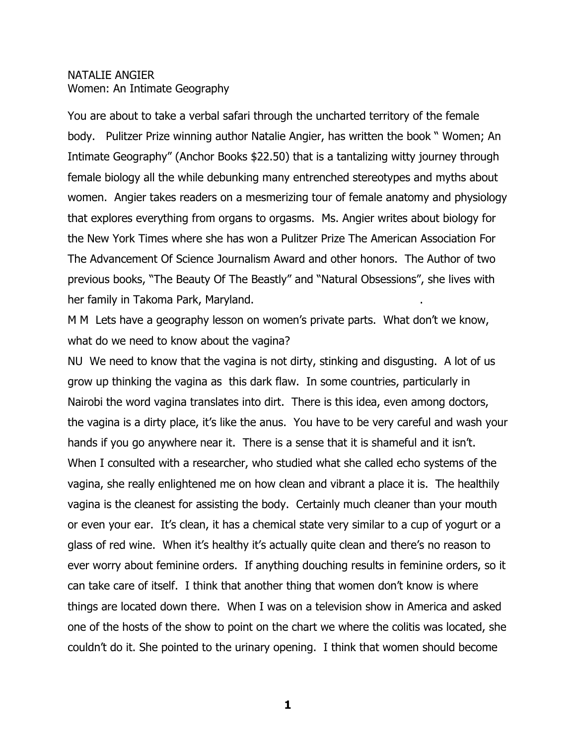NATALIE ANGIER
Women: An Intimate Geography

You are about to take a verbal safari through the uncharted territory of the female body. Pulitzer Prize winning author Natalie Angier, has written the book " Women; An Intimate Geography" (Anchor Books $22.50) that is a tantalizing witty journey through female biology all the while debunking many entrenched stereotypes and myths about women. Angier takes readers on a mesmerizing tour of female anatomy and physiology that explores everything from organs to orgasms. Ms. Angier writes about biology for the New York Times where she has won a Pulitzer Prize The American Association For The Advancement Of Science Journalism Award and other honors. The Author of two previous books, "The Beauty Of The Beastly" and "Natural Obsessions", she lives with her family in Takoma Park, Maryland. .

M M Lets have a geography lesson on women's private parts. What don't we know, what do we need to know about the vagina?

NU We need to know that the vagina is not dirty, stinking and disgusting. A lot of us grow up thinking the vagina as this dark flaw. In some countries, particularly in Nairobi the word vagina translates into dirt. There is this idea, even among doctors, the vagina is a dirty place, it's like the anus. You have to be very careful and wash your hands if you go anywhere near it. There is a sense that it is shameful and it isn't. When I consulted with a researcher, who studied what she called echo systems of the vagina, she really enlightened me on how clean and vibrant a place it is. The healthily vagina is the cleanest for assisting the body. Certainly much cleaner than your mouth or even your ear. It's clean, it has a chemical state very similar to a cup of yogurt or a glass of red wine. When it's healthy it's actually quite clean and there's no reason to ever worry about feminine orders. If anything douching results in feminine orders, so it can take care of itself. I think that another thing that women don't know is where things are located down there. When I was on a television show in America and asked one of the hosts of the show to point on the chart we where the colitis was located, she couldn't do it. She pointed to the urinary opening. I think that women should become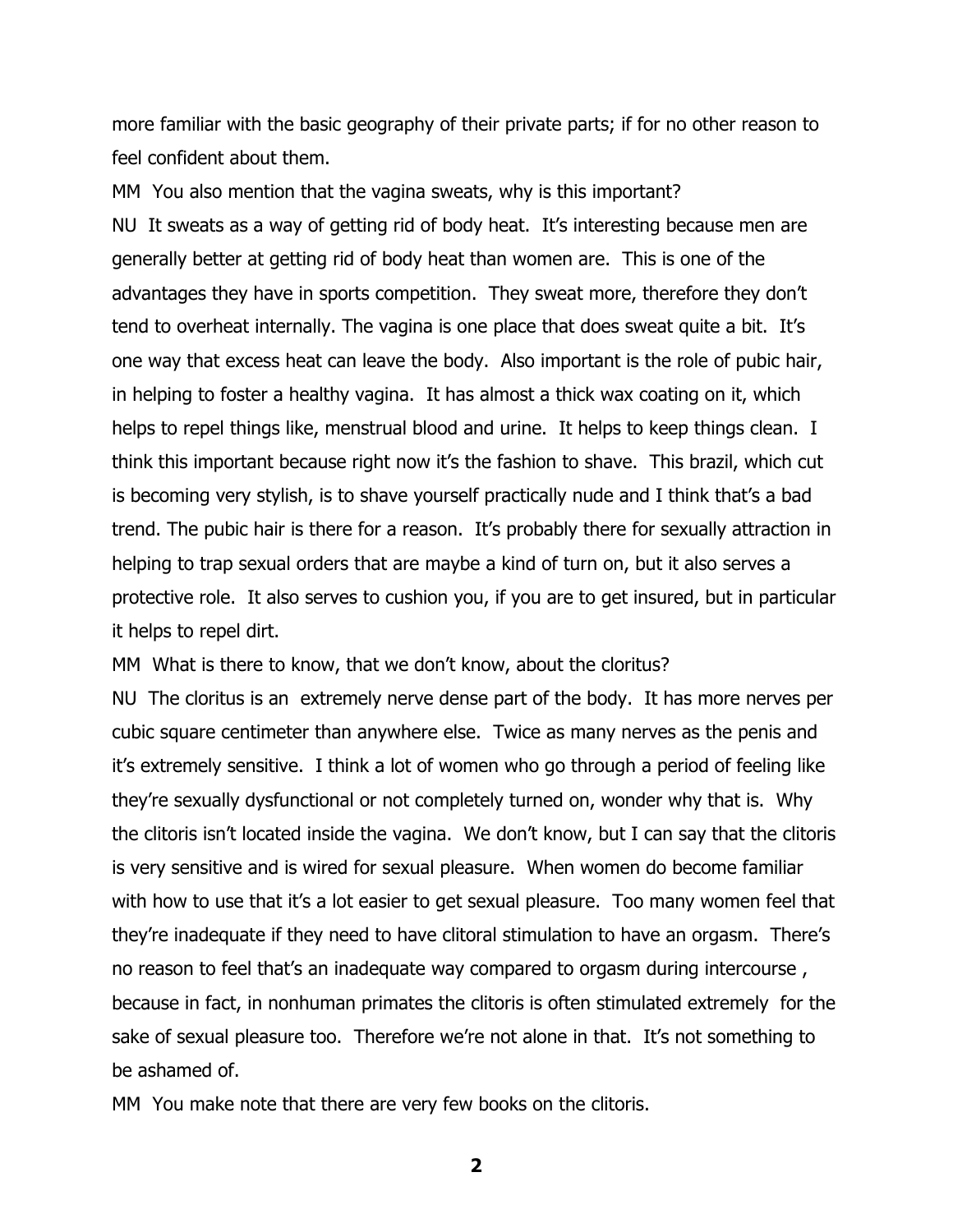more familiar with the basic geography of their private parts; if for no other reason to feel confident about them.

MM You also mention that the vagina sweats, why is this important?

NU It sweats as a way of getting rid of body heat. It's interesting because men are generally better at getting rid of body heat than women are. This is one of the advantages they have in sports competition. They sweat more, therefore they don't tend to overheat internally. The vagina is one place that does sweat quite a bit. It's one way that excess heat can leave the body. Also important is the role of pubic hair, in helping to foster a healthy vagina. It has almost a thick wax coating on it, which helps to repel things like, menstrual blood and urine. It helps to keep things clean. I think this important because right now it's the fashion to shave. This brazil, which cut is becoming very stylish, is to shave yourself practically nude and I think that's a bad trend. The pubic hair is there for a reason. It's probably there for sexually attraction in helping to trap sexual orders that are maybe a kind of turn on, but it also serves a protective role. It also serves to cushion you, if you are to get insured, but in particular it helps to repel dirt.

MM What is there to know, that we don't know, about the cloritus?

NU The cloritus is an extremely nerve dense part of the body. It has more nerves per cubic square centimeter than anywhere else. Twice as many nerves as the penis and it's extremely sensitive. I think a lot of women who go through a period of feeling like they're sexually dysfunctional or not completely turned on, wonder why that is. Why the clitoris isn't located inside the vagina. We don't know, but I can say that the clitoris is very sensitive and is wired for sexual pleasure. When women do become familiar with how to use that it's a lot easier to get sexual pleasure. Too many women feel that they're inadequate if they need to have clitoral stimulation to have an orgasm. There's no reason to feel that's an inadequate way compared to orgasm during intercourse , because in fact, in nonhuman primates the clitoris is often stimulated extremely for the sake of sexual pleasure too. Therefore we're not alone in that. It's not something to be ashamed of.

MM You make note that there are very few books on the clitoris.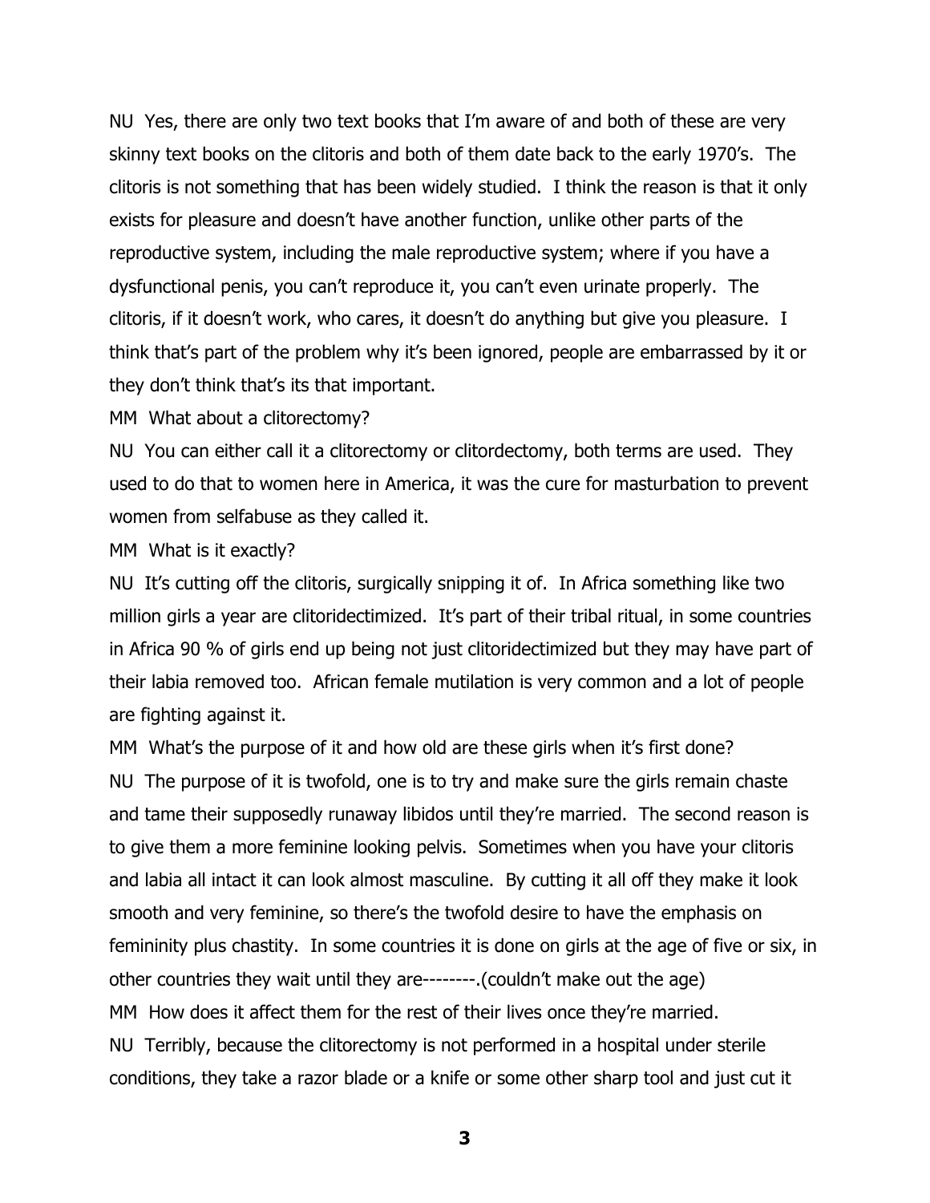NU Yes, there are only two text books that I'm aware of and both of these are very skinny text books on the clitoris and both of them date back to the early 1970's. The clitoris is not something that has been widely studied. I think the reason is that it only exists for pleasure and doesn't have another function, unlike other parts of the reproductive system, including the male reproductive system; where if you have a dysfunctional penis, you can't reproduce it, you can't even urinate properly. The clitoris, if it doesn't work, who cares, it doesn't do anything but give you pleasure. I think that's part of the problem why it's been ignored, people are embarrassed by it or they don't think that's its that important.

MM What about a clitorectomy?

NU You can either call it a clitorectomy or clitordectomy, both terms are used. They used to do that to women here in America, it was the cure for masturbation to prevent women from selfabuse as they called it.

MM What is it exactly?

NU It's cutting off the clitoris, surgically snipping it of. In Africa something like two million girls a year are clitoridectimized. It's part of their tribal ritual, in some countries in Africa 90 % of girls end up being not just clitoridectimized but they may have part of their labia removed too. African female mutilation is very common and a lot of people are fighting against it.

MM What's the purpose of it and how old are these girls when it's first done?

NU The purpose of it is twofold, one is to try and make sure the girls remain chaste and tame their supposedly runaway libidos until they're married. The second reason is to give them a more feminine looking pelvis. Sometimes when you have your clitoris and labia all intact it can look almost masculine. By cutting it all off they make it look smooth and very feminine, so there's the twofold desire to have the emphasis on femininity plus chastity. In some countries it is done on girls at the age of five or six, in other countries they wait until they are--------.(couldn't make out the age)

MM How does it affect them for the rest of their lives once they're married.

NU Terribly, because the clitorectomy is not performed in a hospital under sterile conditions, they take a razor blade or a knife or some other sharp tool and just cut it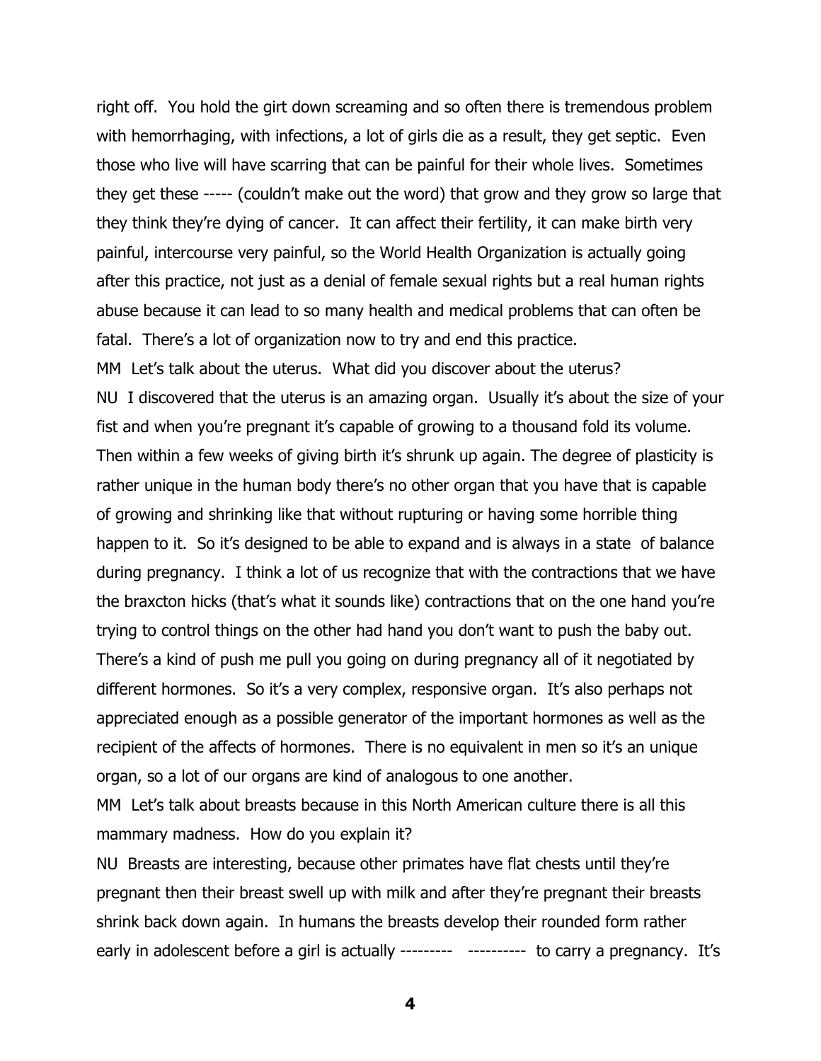right off. You hold the girt down screaming and so often there is tremendous problem with hemorrhaging, with infections, a lot of girls die as a result, they get septic. Even those who live will have scarring that can be painful for their whole lives. Sometimes they get these ----- (couldn't make out the word) that grow and they grow so large that they think they're dying of cancer. It can affect their fertility, it can make birth very painful, intercourse very painful, so the World Health Organization is actually going after this practice, not just as a denial of female sexual rights but a real human rights abuse because it can lead to so many health and medical problems that can often be fatal. There's a lot of organization now to try and end this practice.

MM Let's talk about the uterus. What did you discover about the uterus?

NU I discovered that the uterus is an amazing organ. Usually it's about the size of your fist and when you're pregnant it's capable of growing to a thousand fold its volume. Then within a few weeks of giving birth it's shrunk up again. The degree of plasticity is rather unique in the human body there's no other organ that you have that is capable of growing and shrinking like that without rupturing or having some horrible thing happen to it. So it's designed to be able to expand and is always in a state of balance during pregnancy. I think a lot of us recognize that with the contractions that we have the braxcton hicks (that's what it sounds like) contractions that on the one hand you're trying to control things on the other had hand you don't want to push the baby out. There's a kind of push me pull you going on during pregnancy all of it negotiated by different hormones. So it's a very complex, responsive organ. It's also perhaps not appreciated enough as a possible generator of the important hormones as well as the recipient of the affects of hormones. There is no equivalent in men so it's an unique organ, so a lot of our organs are kind of analogous to one another.

MM Let's talk about breasts because in this North American culture there is all this mammary madness. How do you explain it?

NU Breasts are interesting, because other primates have flat chests until they're pregnant then their breast swell up with milk and after they're pregnant their breasts shrink back down again. In humans the breasts develop their rounded form rather early in adolescent before a girl is actually --------- ---------- to carry a pregnancy. It's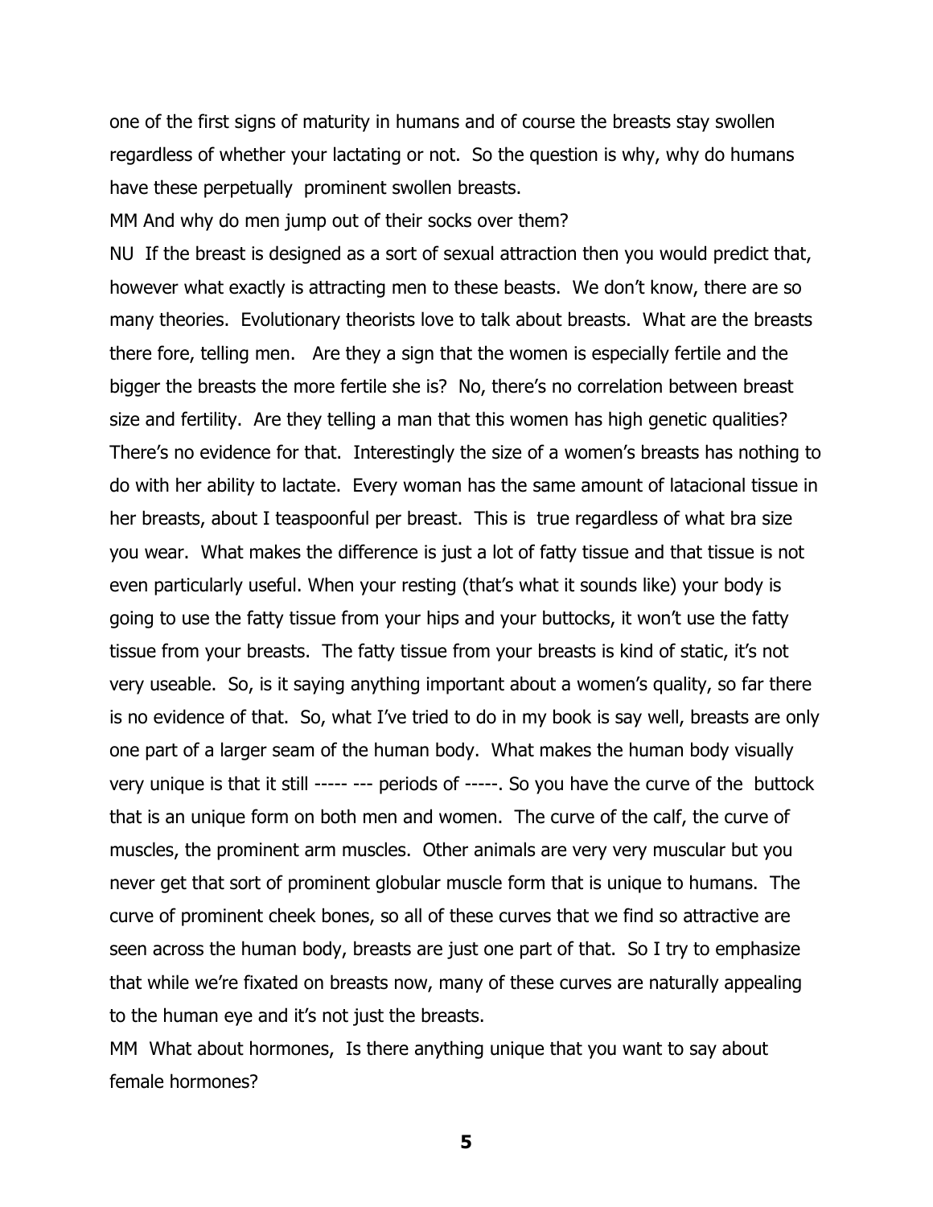one of the first signs of maturity in humans and of course the breasts stay swollen regardless of whether your lactating or not. So the question is why, why do humans have these perpetually prominent swollen breasts.

MM And why do men jump out of their socks over them?

NU If the breast is designed as a sort of sexual attraction then you would predict that, however what exactly is attracting men to these beasts. We don't know, there are so many theories. Evolutionary theorists love to talk about breasts. What are the breasts there fore, telling men. Are they a sign that the women is especially fertile and the bigger the breasts the more fertile she is? No, there's no correlation between breast size and fertility. Are they telling a man that this women has high genetic qualities? There's no evidence for that. Interestingly the size of a women's breasts has nothing to do with her ability to lactate. Every woman has the same amount of latacional tissue in her breasts, about I teaspoonful per breast. This is true regardless of what bra size you wear. What makes the difference is just a lot of fatty tissue and that tissue is not even particularly useful. When your resting (that's what it sounds like) your body is going to use the fatty tissue from your hips and your buttocks, it won't use the fatty tissue from your breasts. The fatty tissue from your breasts is kind of static, it's not very useable. So, is it saying anything important about a women's quality, so far there is no evidence of that. So, what I've tried to do in my book is say well, breasts are only one part of a larger seam of the human body. What makes the human body visually very unique is that it still ----- --- periods of -----. So you have the curve of the buttock that is an unique form on both men and women. The curve of the calf, the curve of muscles, the prominent arm muscles. Other animals are very very muscular but you never get that sort of prominent globular muscle form that is unique to humans. The curve of prominent cheek bones, so all of these curves that we find so attractive are seen across the human body, breasts are just one part of that. So I try to emphasize that while we're fixated on breasts now, many of these curves are naturally appealing to the human eye and it's not just the breasts.

MM What about hormones, Is there anything unique that you want to say about female hormones?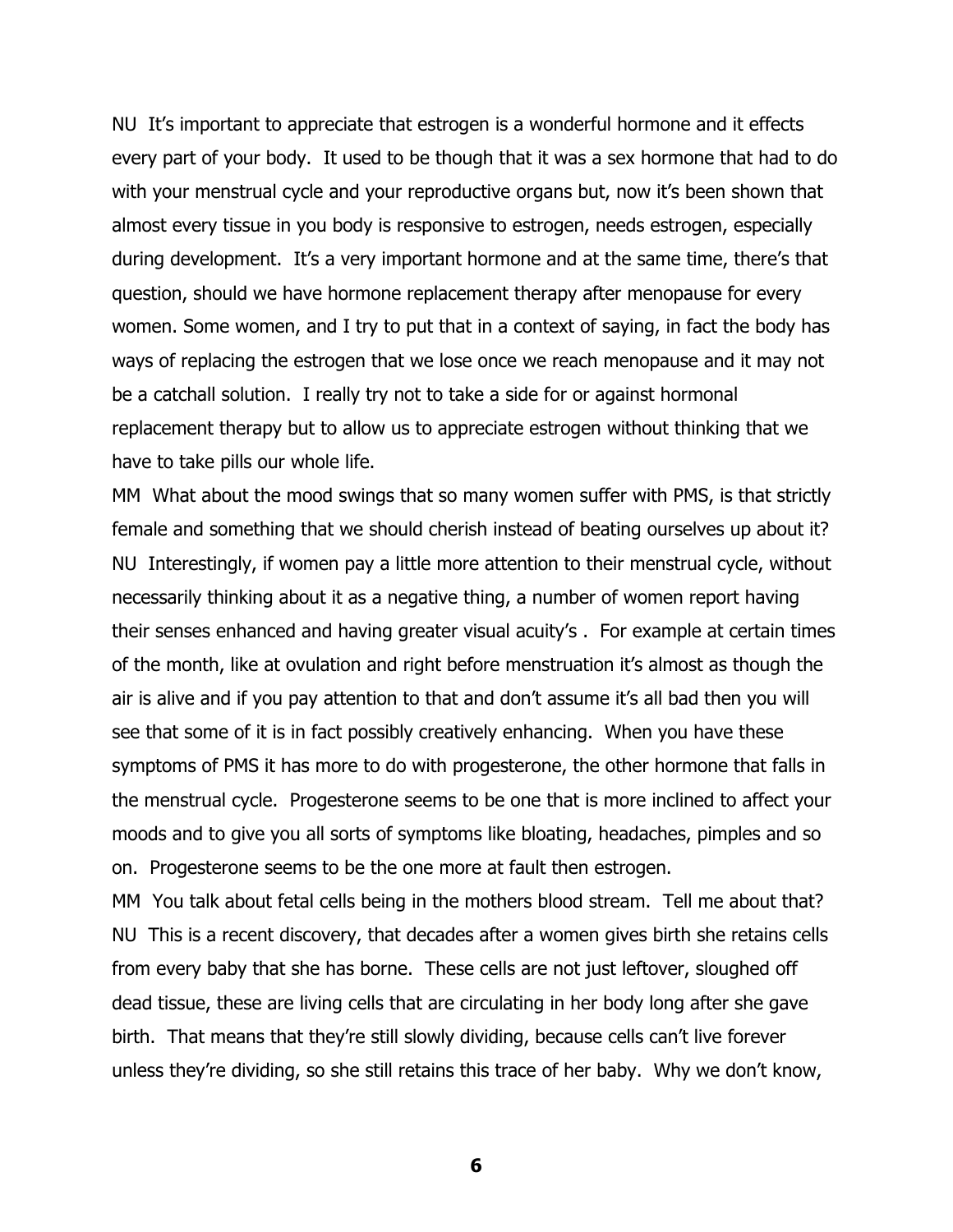NU It's important to appreciate that estrogen is a wonderful hormone and it effects every part of your body. It used to be though that it was a sex hormone that had to do with your menstrual cycle and your reproductive organs but, now it's been shown that almost every tissue in you body is responsive to estrogen, needs estrogen, especially during development. It's a very important hormone and at the same time, there's that question, should we have hormone replacement therapy after menopause for every women. Some women, and I try to put that in a context of saying, in fact the body has ways of replacing the estrogen that we lose once we reach menopause and it may not be a catchall solution. I really try not to take a side for or against hormonal replacement therapy but to allow us to appreciate estrogen without thinking that we have to take pills our whole life.

MM What about the mood swings that so many women suffer with PMS, is that strictly female and something that we should cherish instead of beating ourselves up about it?

NU Interestingly, if women pay a little more attention to their menstrual cycle, without necessarily thinking about it as a negative thing, a number of women report having their senses enhanced and having greater visual acuity's . For example at certain times of the month, like at ovulation and right before menstruation it's almost as though the air is alive and if you pay attention to that and don't assume it's all bad then you will see that some of it is in fact possibly creatively enhancing. When you have these symptoms of PMS it has more to do with progesterone, the other hormone that falls in the menstrual cycle. Progesterone seems to be one that is more inclined to affect your moods and to give you all sorts of symptoms like bloating, headaches, pimples and so on. Progesterone seems to be the one more at fault then estrogen.

MM You talk about fetal cells being in the mothers blood stream. Tell me about that?

NU This is a recent discovery, that decades after a women gives birth she retains cells from every baby that she has borne. These cells are not just leftover, sloughed off dead tissue, these are living cells that are circulating in her body long after she gave birth. That means that they're still slowly dividing, because cells can't live forever unless they're dividing, so she still retains this trace of her baby. Why we don't know,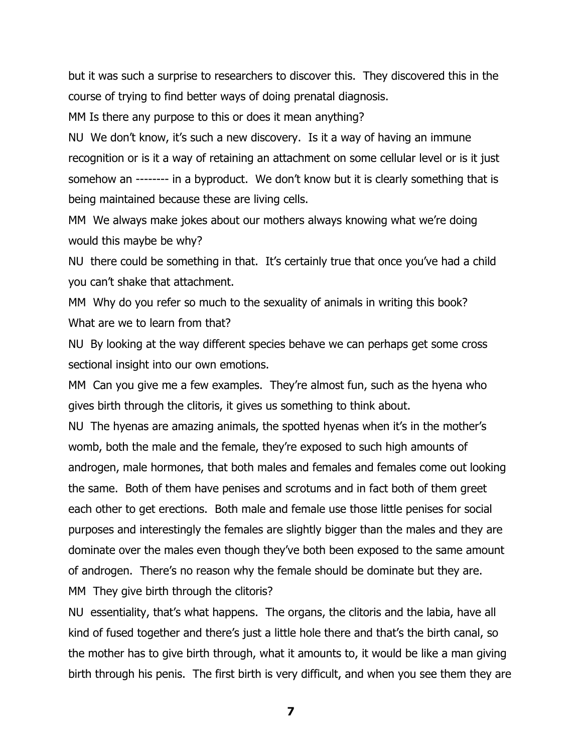but it was such a surprise to researchers to discover this. They discovered this in the course of trying to find better ways of doing prenatal diagnosis.

MM Is there any purpose to this or does it mean anything?

NU We don't know, it's such a new discovery. Is it a way of having an immune recognition or is it a way of retaining an attachment on some cellular level or is it just somehow an -------- in a byproduct. We don't know but it is clearly something that is being maintained because these are living cells.

MM We always make jokes about our mothers always knowing what we're doing would this maybe be why?

NU there could be something in that. It's certainly true that once you've had a child you can't shake that attachment.

MM Why do you refer so much to the sexuality of animals in writing this book? What are we to learn from that?

NU By looking at the way different species behave we can perhaps get some cross sectional insight into our own emotions.

MM Can you give me a few examples. They're almost fun, such as the hyena who gives birth through the clitoris, it gives us something to think about.

NU The hyenas are amazing animals, the spotted hyenas when it's in the mother's womb, both the male and the female, they're exposed to such high amounts of androgen, male hormones, that both males and females and females come out looking the same. Both of them have penises and scrotums and in fact both of them greet each other to get erections. Both male and female use those little penises for social purposes and interestingly the females are slightly bigger than the males and they are dominate over the males even though they've both been exposed to the same amount of androgen. There's no reason why the female should be dominate but they are.

MM They give birth through the clitoris?

NU essentiality, that's what happens. The organs, the clitoris and the labia, have all kind of fused together and there's just a little hole there and that's the birth canal, so the mother has to give birth through, what it amounts to, it would be like a man giving birth through his penis. The first birth is very difficult, and when you see them they are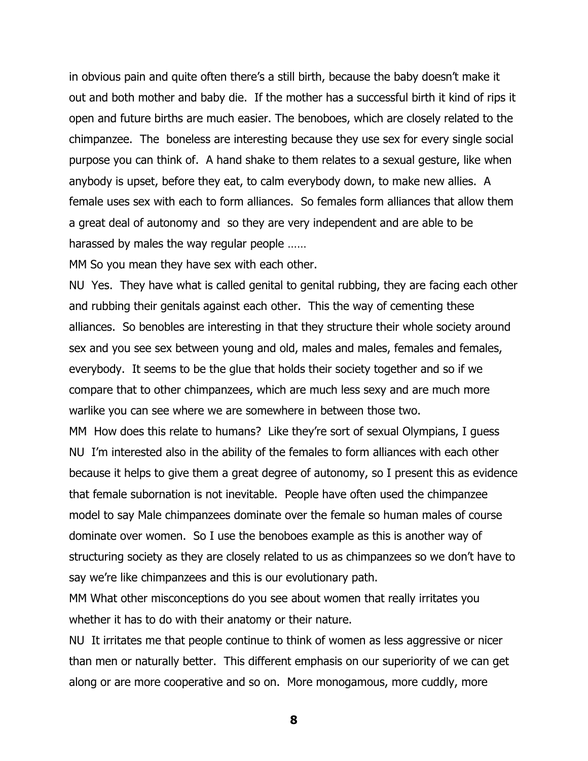in obvious pain and quite often there's a still birth, because the baby doesn't make it out and both mother and baby die. If the mother has a successful birth it kind of rips it open and future births are much easier. The benoboes, which are closely related to the chimpanzee. The boneless are interesting because they use sex for every single social purpose you can think of. A hand shake to them relates to a sexual gesture, like when anybody is upset, before they eat, to calm everybody down, to make new allies. A female uses sex with each to form alliances. So females form alliances that allow them a great deal of autonomy and so they are very independent and are able to be harassed by males the way regular people ……

MM So you mean they have sex with each other.

NU Yes. They have what is called genital to genital rubbing, they are facing each other and rubbing their genitals against each other. This the way of cementing these alliances. So benobles are interesting in that they structure their whole society around sex and you see sex between young and old, males and males, females and females, everybody. It seems to be the glue that holds their society together and so if we compare that to other chimpanzees, which are much less sexy and are much more warlike you can see where we are somewhere in between those two.

MM How does this relate to humans? Like they're sort of sexual Olympians, I guess

NU I'm interested also in the ability of the females to form alliances with each other because it helps to give them a great degree of autonomy, so I present this as evidence that female subornation is not inevitable. People have often used the chimpanzee model to say Male chimpanzees dominate over the female so human males of course dominate over women. So I use the benoboes example as this is another way of structuring society as they are closely related to us as chimpanzees so we don't have to say we're like chimpanzees and this is our evolutionary path.

MM What other misconceptions do you see about women that really irritates you whether it has to do with their anatomy or their nature.

NU It irritates me that people continue to think of women as less aggressive or nicer than men or naturally better. This different emphasis on our superiority of we can get along or are more cooperative and so on. More monogamous, more cuddly, more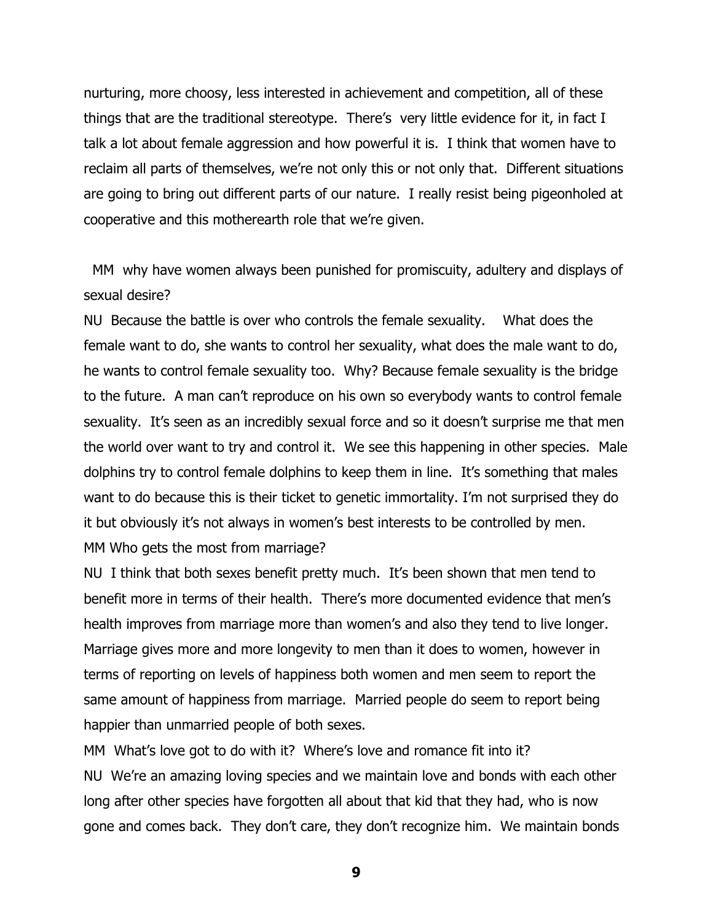nurturing, more choosy, less interested in achievement and competition, all of these things that are the traditional stereotype. There's very little evidence for it, in fact I talk a lot about female aggression and how powerful it is. I think that women have to reclaim all parts of themselves, we're not only this or not only that. Different situations are going to bring out different parts of our nature. I really resist being pigeonholed at cooperative and this motherearth role that we're given.

MM why have women always been punished for promiscuity, adultery and displays of sexual desire?

NU Because the battle is over who controls the female sexuality. What does the female want to do, she wants to control her sexuality, what does the male want to do, he wants to control female sexuality too. Why? Because female sexuality is the bridge to the future. A man can't reproduce on his own so everybody wants to control female sexuality. It's seen as an incredibly sexual force and so it doesn't surprise me that men the world over want to try and control it. We see this happening in other species. Male dolphins try to control female dolphins to keep them in line. It's something that males want to do because this is their ticket to genetic immortality. I'm not surprised they do it but obviously it's not always in women's best interests to be controlled by men.

MM Who gets the most from marriage?

NU I think that both sexes benefit pretty much. It's been shown that men tend to benefit more in terms of their health. There's more documented evidence that men's health improves from marriage more than women's and also they tend to live longer. Marriage gives more and more longevity to men than it does to women, however in terms of reporting on levels of happiness both women and men seem to report the same amount of happiness from marriage. Married people do seem to report being happier than unmarried people of both sexes.

MM What's love got to do with it? Where's love and romance fit into it?

NU We're an amazing loving species and we maintain love and bonds with each other long after other species have forgotten all about that kid that they had, who is now gone and comes back. They don't care, they don't recognize him. We maintain bonds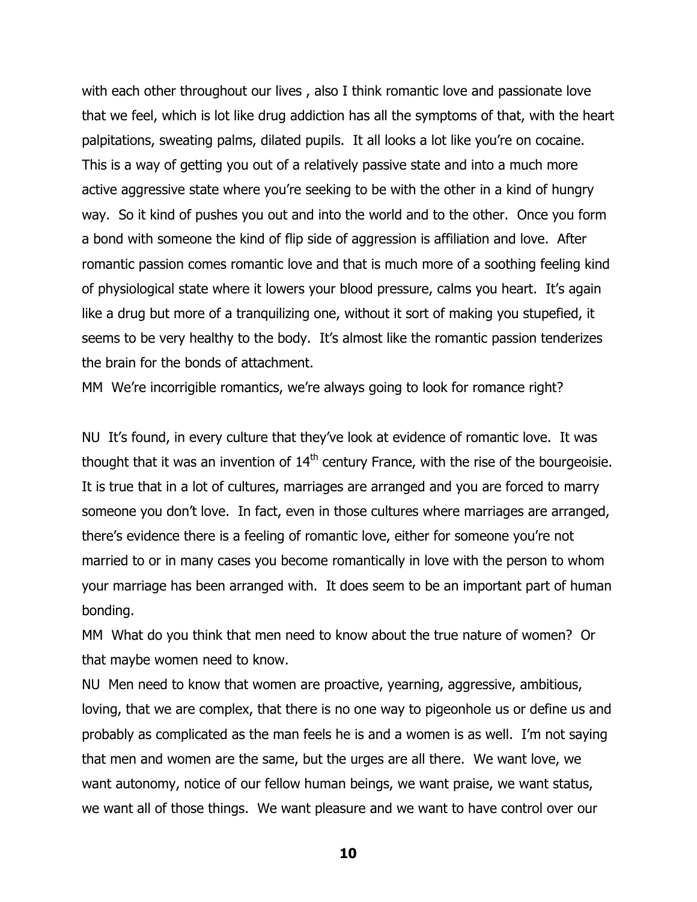with each other throughout our lives , also I think romantic love and passionate love that we feel, which is lot like drug addiction has all the symptoms of that, with the heart palpitations, sweating palms, dilated pupils. It all looks a lot like you're on cocaine. This is a way of getting you out of a relatively passive state and into a much more active aggressive state where you're seeking to be with the other in a kind of hungry way. So it kind of pushes you out and into the world and to the other. Once you form a bond with someone the kind of flip side of aggression is affiliation and love. After romantic passion comes romantic love and that is much more of a soothing feeling kind of physiological state where it lowers your blood pressure, calms you heart. It's again like a drug but more of a tranquilizing one, without it sort of making you stupefied, it seems to be very healthy to the body. It's almost like the romantic passion tenderizes the brain for the bonds of attachment.

MM We're incorrigible romantics, we're always going to look for romance right?

NU It's found, in every culture that they've look at evidence of romantic love. It was thought that it was an invention of 14th century France, with the rise of the bourgeoisie. It is true that in a lot of cultures, marriages are arranged and you are forced to marry someone you don't love. In fact, even in those cultures where marriages are arranged, there's evidence there is a feeling of romantic love, either for someone you're not married to or in many cases you become romantically in love with the person to whom your marriage has been arranged with. It does seem to be an important part of human bonding.

MM What do you think that men need to know about the true nature of women? Or that maybe women need to know.

NU Men need to know that women are proactive, yearning, aggressive, ambitious, loving, that we are complex, that there is no one way to pigeonhole us or define us and probably as complicated as the man feels he is and a women is as well. I'm not saying that men and women are the same, but the urges are all there. We want love, we want autonomy, notice of our fellow human beings, we want praise, we want status, we want all of those things. We want pleasure and we want to have control over our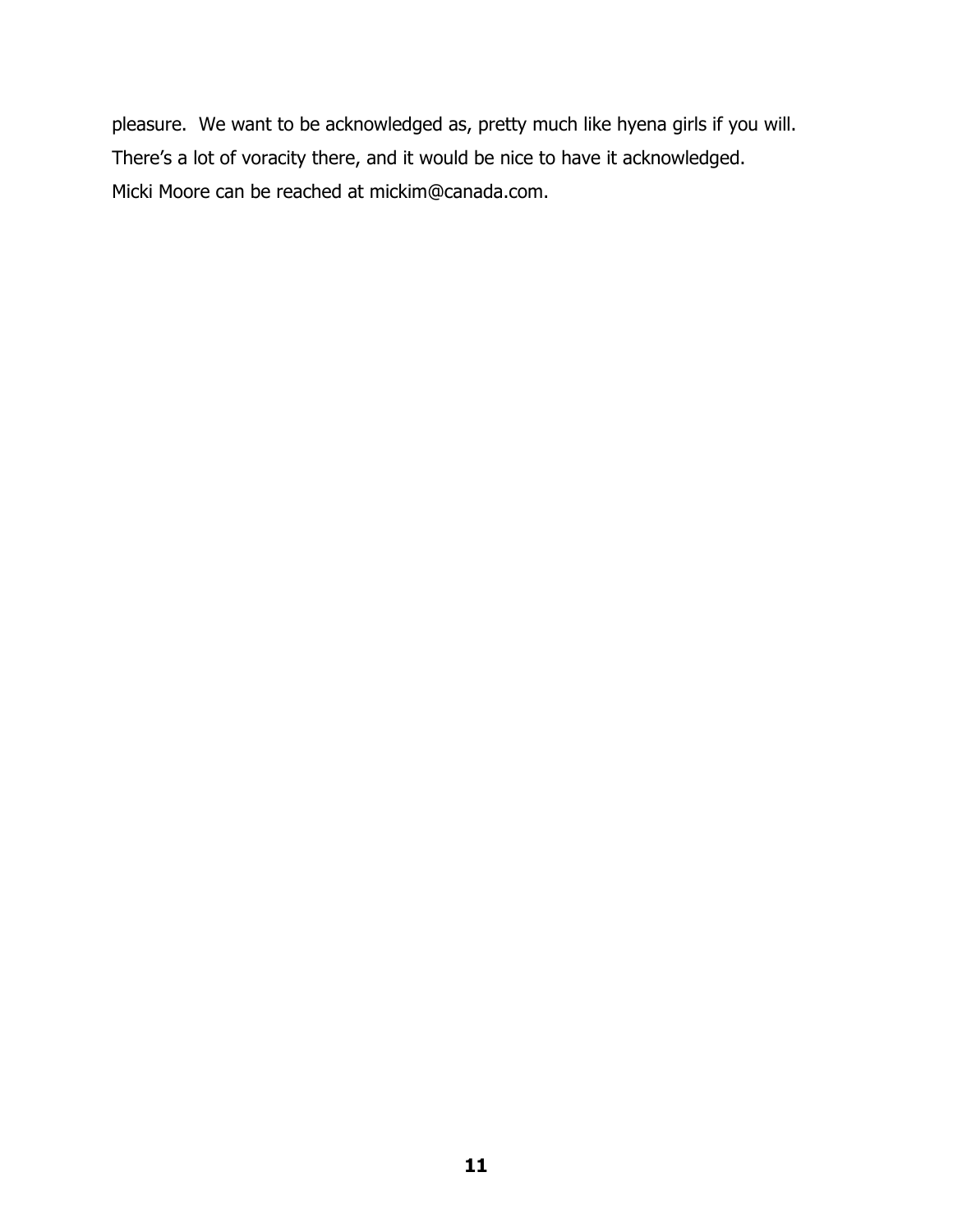pleasure. We want to be acknowledged as, pretty much like hyena girls if you will. There's a lot of voracity there, and it would be nice to have it acknowledged.

Micki Moore can be reached at mickim@canada.com.